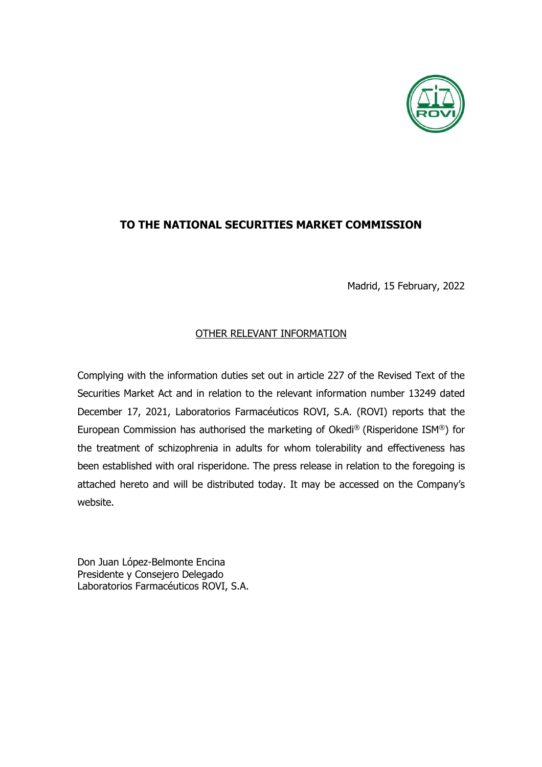# TO THE NATIONAL SECURITIES MARKET COMMISSION

Madrid, 15 February, 2022

OTHER RELEVANT INFORMATION

Complying with the information duties set out in article 227 of the Revised Text of the Securities Market Act and in relation to the relevant information number 13249 dated December 17, 2021, Laboratorios Farmacéuticos ROVI, S.A. (ROVI) reports that the European Commission has authorised the marketing of Okedi® (Risperidone ISM®) for the treatment of schizophrenia in adults for whom tolerability and effectiveness has been established with oral risperidone. The press release in relation to the foregoing is attached hereto and will be distributed today. It may be accessed on the Company's website.

Don Juan López-Belmonte Encina
Presidente y Consejero Delegado
Laboratorios Farmacéuticos ROVI, S.A.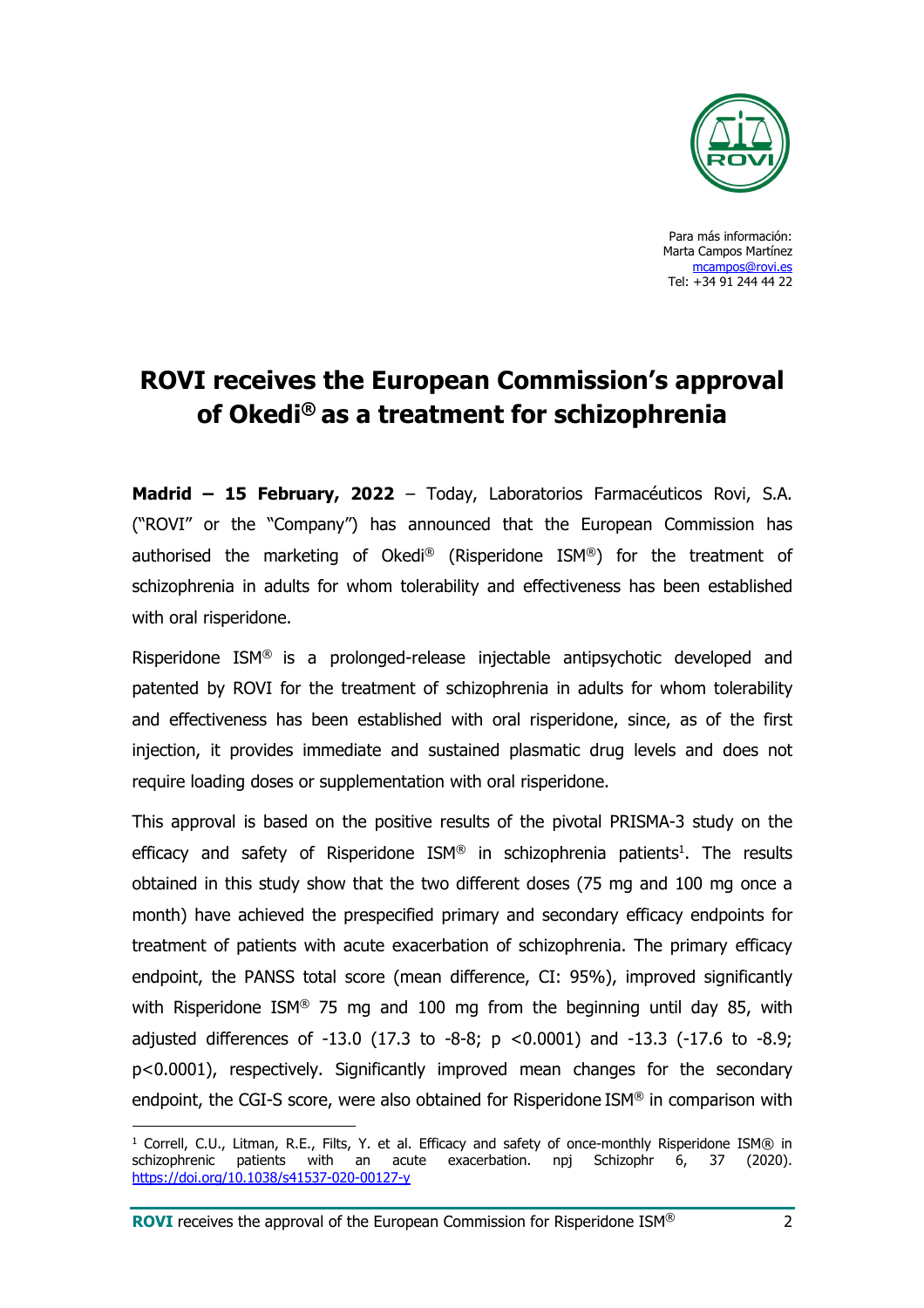Para más información:
Marta Campos Martínez
mcampos@rovi.es
Tel: +34 91 244 44 22

# ROVI receives the European Commission's approval of Okedi® as a treatment for schizophrenia

**Madrid – 15 February, 2022** – Today, Laboratorios Farmacéuticos Rovi, S.A. ("ROVI" or the "Company") has announced that the European Commission has authorised the marketing of Okedi® (Risperidone ISM®) for the treatment of schizophrenia in adults for whom tolerability and effectiveness has been established with oral risperidone.

Risperidone ISM® is a prolonged-release injectable antipsychotic developed and patented by ROVI for the treatment of schizophrenia in adults for whom tolerability and effectiveness has been established with oral risperidone, since, as of the first injection, it provides immediate and sustained plasmatic drug levels and does not require loading doses or supplementation with oral risperidone.

This approval is based on the positive results of the pivotal PRISMA-3 study on the efficacy and safety of Risperidone ISM® in schizophrenia patients[1]. The results obtained in this study show that the two different doses (75 mg and 100 mg once a month) have achieved the prespecified primary and secondary efficacy endpoints for treatment of patients with acute exacerbation of schizophrenia. The primary efficacy endpoint, the PANSS total score (mean difference, CI: 95%), improved significantly with Risperidone ISM® 75 mg and 100 mg from the beginning until day 85, with adjusted differences of -13.0 (17.3 to -8-8; p <0.0001) and -13.3 (-17.6 to -8.9; p<0.0001), respectively. Significantly improved mean changes for the secondary endpoint, the CGI-S score, were also obtained for Risperidone ISM® in comparison with

[1] Correll, C.U., Litman, R.E., Filts, Y. et al. Efficacy and safety of once-monthly Risperidone ISM® in schizophrenic patients with an acute exacerbation. npj Schizophr 6, 37 (2020). https://doi.org/10.1038/s41537-020-00127-y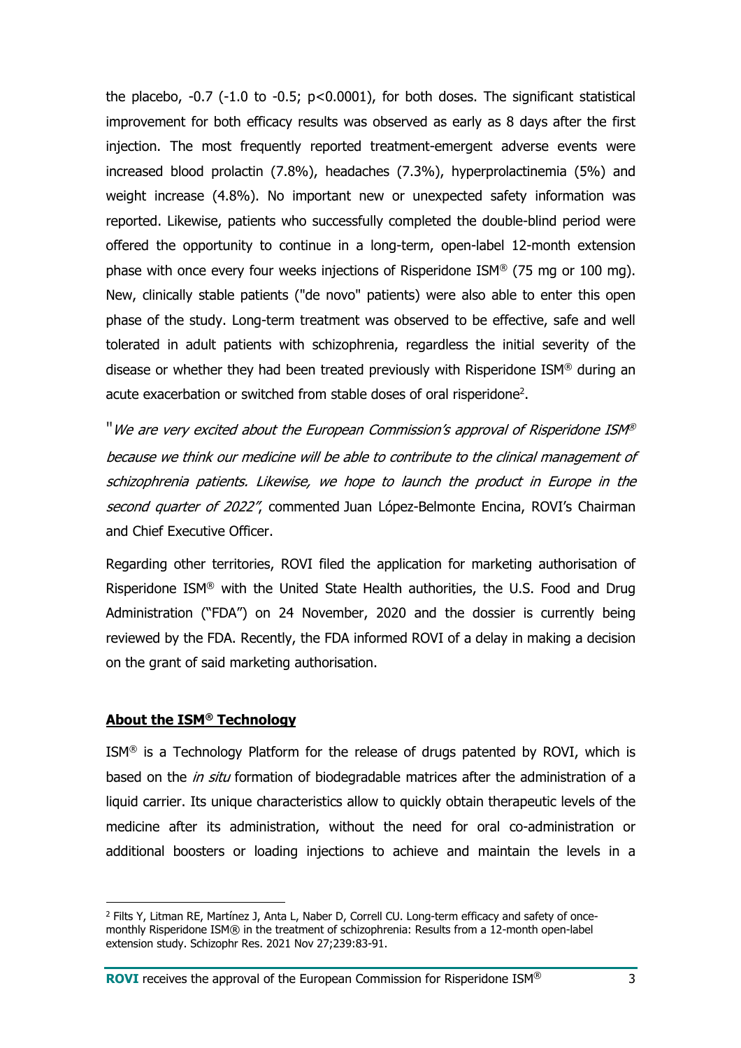the placebo, -0.7 (-1.0 to -0.5; $p<0.0001$), for both doses. The significant statistical improvement for both efficacy results was observed as early as 8 days after the first injection. The most frequently reported treatment-emergent adverse events were increased blood prolactin (7.8%), headaches (7.3%), hyperprolactinemia (5%) and weight increase (4.8%). No important new or unexpected safety information was reported. Likewise, patients who successfully completed the double-blind period were offered the opportunity to continue in a long-term, open-label 12-month extension phase with once every four weeks injections of Risperidone ISM® (75 mg or 100 mg). New, clinically stable patients ("de novo" patients) were also able to enter this open phase of the study. Long-term treatment was observed to be effective, safe and well tolerated in adult patients with schizophrenia, regardless the initial severity of the disease or whether they had been treated previously with Risperidone ISM® during an acute exacerbation or switched from stable doses of oral risperidone[2].

"*We are very excited about the European Commission's approval of Risperidone ISM® because we think our medicine will be able to contribute to the clinical management of schizophrenia patients. Likewise, we hope to launch the product in Europe in the second quarter of 2022*", commented Juan López-Belmonte Encina, ROVI's Chairman and Chief Executive Officer.

Regarding other territories, ROVI filed the application for marketing authorisation of Risperidone ISM® with the United State Health authorities, the U.S. Food and Drug Administration ("FDA") on 24 November, 2020 and the dossier is currently being reviewed by the FDA. Recently, the FDA informed ROVI of a delay in making a decision on the grant of said marketing authorisation.

## About the ISM® Technology

ISM® is a Technology Platform for the release of drugs patented by ROVI, which is based on the *in situ* formation of biodegradable matrices after the administration of a liquid carrier. Its unique characteristics allow to quickly obtain therapeutic levels of the medicine after its administration, without the need for oral co-administration or additional boosters or loading injections to achieve and maintain the levels in a

[2] Filts Y, Litman RE, Martínez J, Anta L, Naber D, Correll CU. Long-term efficacy and safety of once-monthly Risperidone ISM® in the treatment of schizophrenia: Results from a 12-month open-label extension study. Schizphr Res. 2021 Nov 27;239:83-91.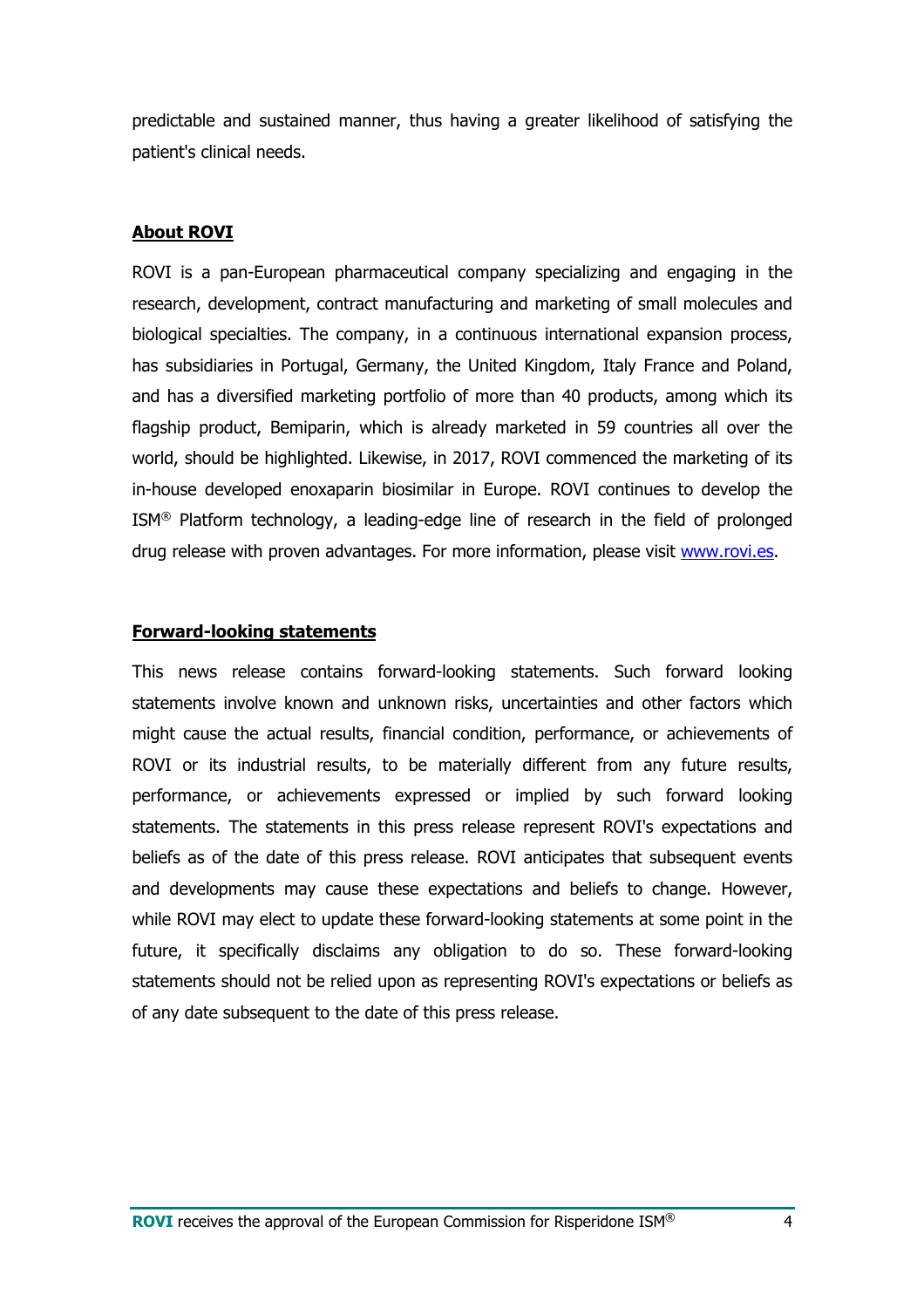predictable and sustained manner, thus having a greater likelihood of satisfying the patient's clinical needs.

## About ROVI

ROVI is a pan-European pharmaceutical company specializing and engaging in the research, development, contract manufacturing and marketing of small molecules and biological specialties. The company, in a continuous international expansion process, has subsidiaries in Portugal, Germany, the United Kingdom, Italy France and Poland, and has a diversified marketing portfolio of more than 40 products, among which its flagship product, Bemiparin, which is already marketed in 59 countries all over the world, should be highlighted. Likewise, in 2017, ROVI commenced the marketing of its in-house developed enoxaparin biosimilar in Europe. ROVI continues to develop the ISM® Platform technology, a leading-edge line of research in the field of prolonged drug release with proven advantages. For more information, please visit [www.rovi.es](http://www.rovi.es).

## Forward-looking statements

This news release contains forward-looking statements. Such forward looking statements involve known and unknown risks, uncertainties and other factors which might cause the actual results, financial condition, performance, or achievements of ROVI or its industrial results, to be materially different from any future results, performance, or achievements expressed or implied by such forward looking statements. The statements in this press release represent ROVI's expectations and beliefs as of the date of this press release. ROVI anticipates that subsequent events and developments may cause these expectations and beliefs to change. However, while ROVI may elect to update these forward-looking statements at some point in the future, it specifically disclaims any obligation to do so. These forward-looking statements should not be relied upon as representing ROVI's expectations or beliefs as of any date subsequent to the date of this press release.